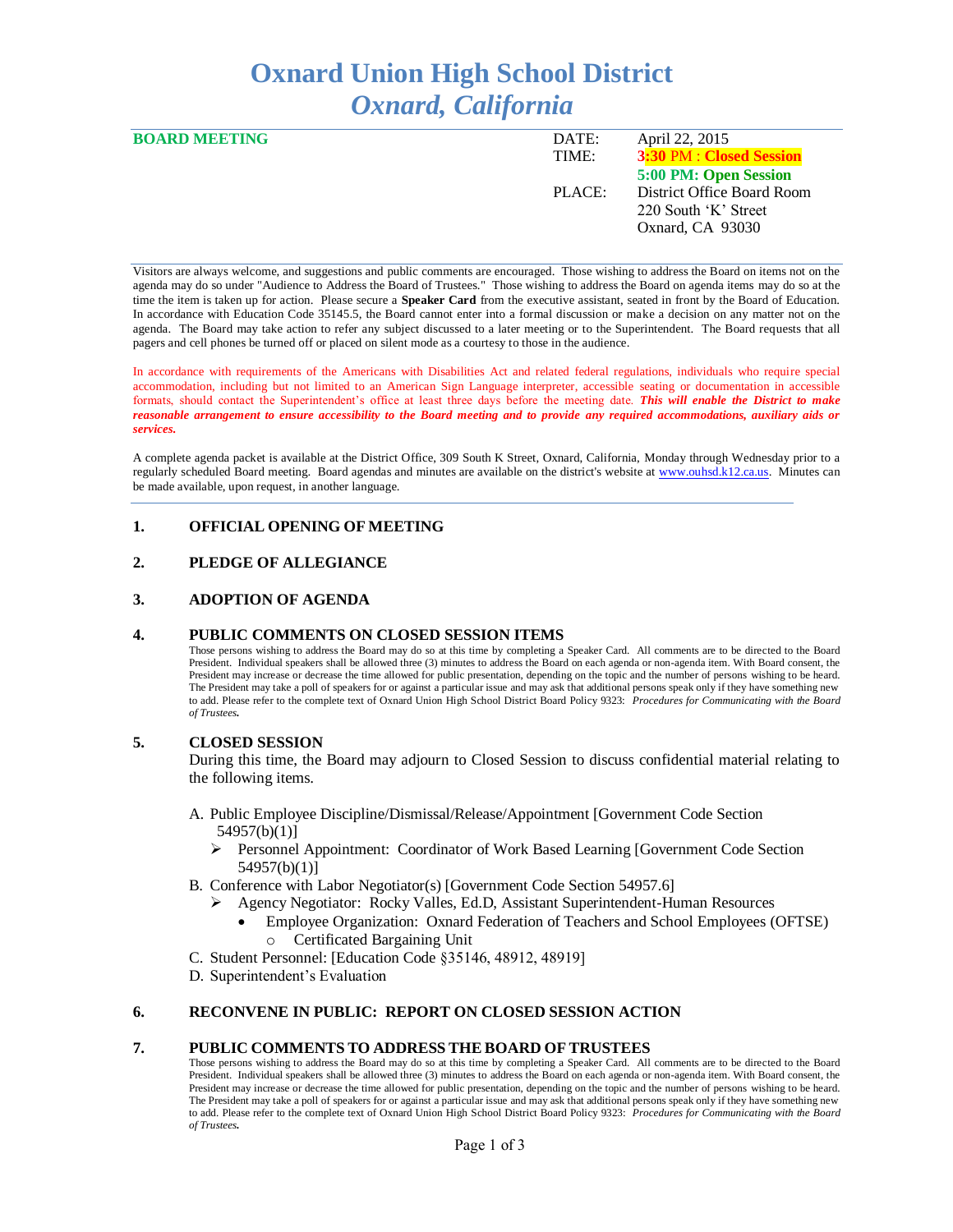# Oxnard Union High School District
## *Oxnard, California*

**BOARD MEETING**

| | |
|---|---|
| DATE: | April 22, 2015 |
| TIME: | **3:30 PM : Closed Session** |
| | **5:00 PM: Open Session** |
| PLACE: | District Office Board Room |
| | 220 South 'K' Street |
| | Oxnard, CA 93030 |

Visitors are always welcome, and suggestions and public comments are encouraged. Those wishing to address the Board on items not on the agenda may do so under "Audience to Address the Board of Trustees." Those wishing to address the Board on agenda items may do so at the time the item is taken up for action. Please secure a **Speaker Card** from the executive assistant, seated in front by the Board of Education. In accordance with Education Code 35145.5, the Board cannot enter into a formal discussion or make a decision on any matter not on the agenda. The Board may take action to refer any subject discussed to a later meeting or to the Superintendent. The Board requests that all pagers and cell phones be turned off or placed on silent mode as a courtesy to those in the audience.

In accordance with requirements of the Americans with Disabilities Act and related federal regulations, individuals who require special accommodation, including but not limited to an American Sign Language interpreter, accessible seating or documentation in accessible formats, should contact the Superintendent's office at least three days before the meeting date. ***This will enable the District to make reasonable arrangement to ensure accessibility to the Board meeting and to provide any required accommodations, auxiliary aids or services.***

A complete agenda packet is available at the District Office, 309 South K Street, Oxnard, California, Monday through Wednesday prior to a regularly scheduled Board meeting. Board agendas and minutes are available on the district's website at www.ouhsd.k12.ca.us. Minutes can be made available, upon request, in another language.

---

## 1. OFFICIAL OPENING OF MEETING

## 2. PLEDGE OF ALLEGIANCE

## 3. ADOPTION OF AGENDA

## 4. PUBLIC COMMENTS ON CLOSED SESSION ITEMS

Those persons wishing to address the Board may do so at this time by completing a Speaker Card. All comments are to be directed to the Board President. Individual speakers shall be allowed three (3) minutes to address the Board on each agenda or non-agenda item. With Board consent, the President may increase or decrease the time allowed for public presentation, depending on the topic and the number of persons wishing to be heard. The President may take a poll of speakers for or against a particular issue and may ask that additional persons speak only if they have something new to add. Please refer to the complete text of Oxnard Union High School District Board Policy 9323: *Procedures for Communicating with the Board of Trustees.*

## 5. CLOSED SESSION

During this time, the Board may adjourn to Closed Session to discuss confidential material relating to the following items.

A. Public Employee Discipline/Dismissal/Release/Appointment [Government Code Section 54957(b)(1)]
   - Personnel Appointment: Coordinator of Work Based Learning [Government Code Section 54957(b)(1)]

B. Conference with Labor Negotiator(s) [Government Code Section 54957.6]
   - Agency Negotiator: Rocky Valles, Ed.D, Assistant Superintendent-Human Resources
     - Employee Organization: Oxnard Federation of Teachers and School Employees (OFTSE)
       - Certificated Bargaining Unit

C. Student Personnel: [Education Code §35146, 48912, 48919]

D. Superintendent's Evaluation

## 6. RECONVENE IN PUBLIC: REPORT ON CLOSED SESSION ACTION

## 7. PUBLIC COMMENTS TO ADDRESS THE BOARD OF TRUSTEES

Those persons wishing to address the Board may do so at this time by completing a Speaker Card. All comments are to be directed to the Board President. Individual speakers shall be allowed three (3) minutes to address the Board on each agenda or non-agenda item. With Board consent, the President may increase or decrease the time allowed for public presentation, depending on the topic and the number of persons wishing to be heard. The President may take a poll of speakers for or against a particular issue and may ask that additional persons speak only if they have something new to add. Please refer to the complete text of Oxnard Union High School District Board Policy 9323: *Procedures for Communicating with the Board of Trustees.*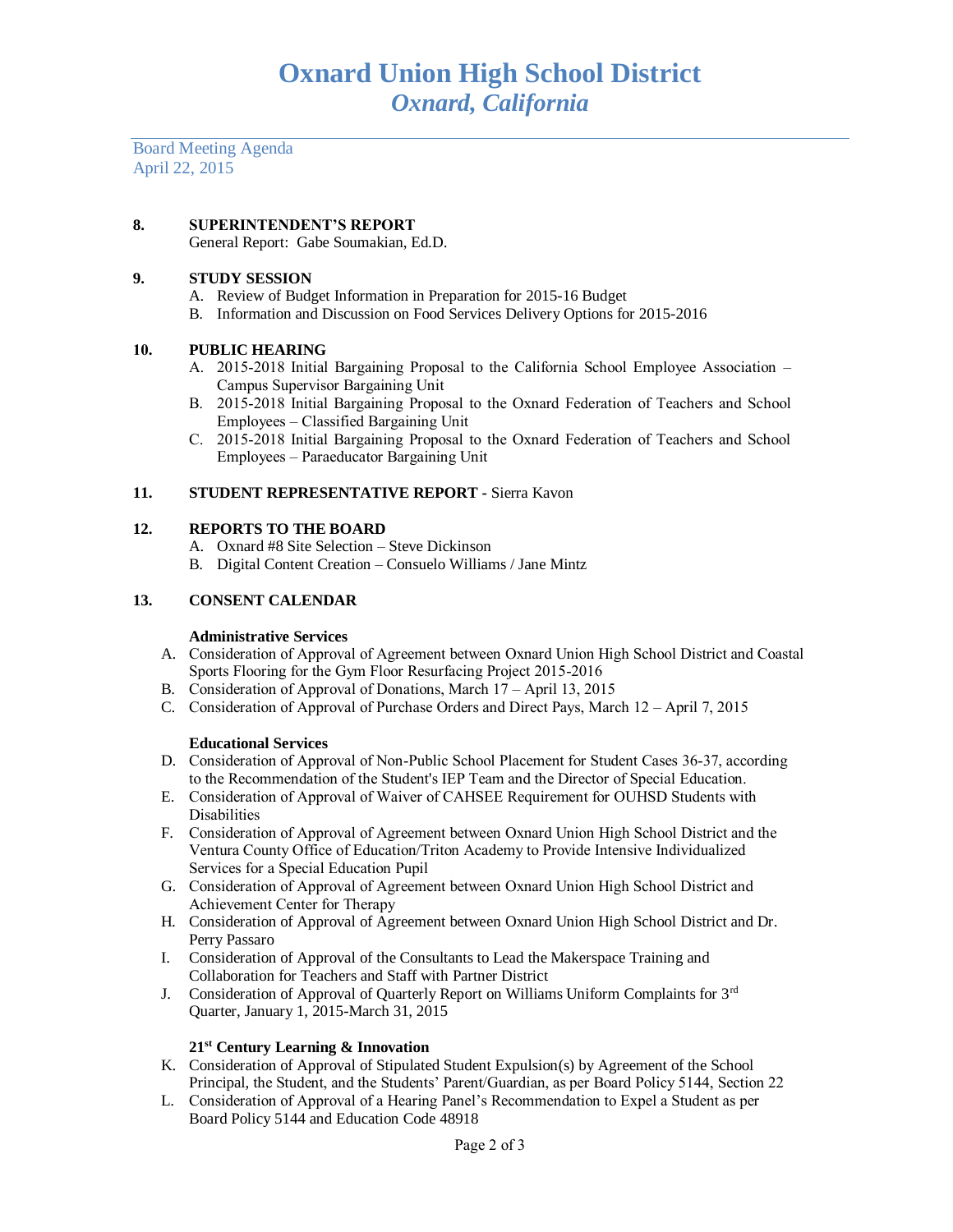# Oxnard Union High School District
## *Oxnard, California*

Board Meeting Agenda
April 22, 2015

**8. SUPERINTENDENT'S REPORT**
General Report: Gabe Soumakian, Ed.D.

**9. STUDY SESSION**

A. Review of Budget Information in Preparation for 2015-16 Budget
B. Information and Discussion on Food Services Delivery Options for 2015-2016

**10. PUBLIC HEARING**

A. 2015-2018 Initial Bargaining Proposal to the California School Employee Association – Campus Supervisor Bargaining Unit
B. 2015-2018 Initial Bargaining Proposal to the Oxnard Federation of Teachers and School Employees – Classified Bargaining Unit
C. 2015-2018 Initial Bargaining Proposal to the Oxnard Federation of Teachers and School Employees – Paraeducator Bargaining Unit

**11. STUDENT REPRESENTATIVE REPORT -** Sierra Kavon

**12. REPORTS TO THE BOARD**

A. Oxnard #8 Site Selection – Steve Dickinson
B. Digital Content Creation – Consuelo Williams / Jane Mintz

**13. CONSENT CALENDAR**

**Administrative Services**

A. Consideration of Approval of Agreement between Oxnard Union High School District and Coastal Sports Flooring for the Gym Floor Resurfacing Project 2015-2016
B. Consideration of Approval of Donations, March 17 – April 13, 2015
C. Consideration of Approval of Purchase Orders and Direct Pays, March 12 – April 7, 2015

**Educational Services**

D. Consideration of Approval of Non-Public School Placement for Student Cases 36-37, according to the Recommendation of the Student's IEP Team and the Director of Special Education.
E. Consideration of Approval of Waiver of CAHSEE Requirement for OUHSD Students with Disabilities
F. Consideration of Approval of Agreement between Oxnard Union High School District and the Ventura County Office of Education/Triton Academy to Provide Intensive Individualized Services for a Special Education Pupil
G. Consideration of Approval of Agreement between Oxnard Union High School District and Achievement Center for Therapy
H. Consideration of Approval of Agreement between Oxnard Union High School District and Dr. Perry Passaro
I. Consideration of Approval of the Consultants to Lead the Makerspace Training and Collaboration for Teachers and Staff with Partner District
J. Consideration of Approval of Quarterly Report on Williams Uniform Complaints for 3rd Quarter, January 1, 2015-March 31, 2015

**21st Century Learning & Innovation**

K. Consideration of Approval of Stipulated Student Expulsion(s) by Agreement of the School Principal, the Student, and the Students' Parent/Guardian, as per Board Policy 5144, Section 22
L. Consideration of Approval of a Hearing Panel's Recommendation to Expel a Student as per Board Policy 5144 and Education Code 48918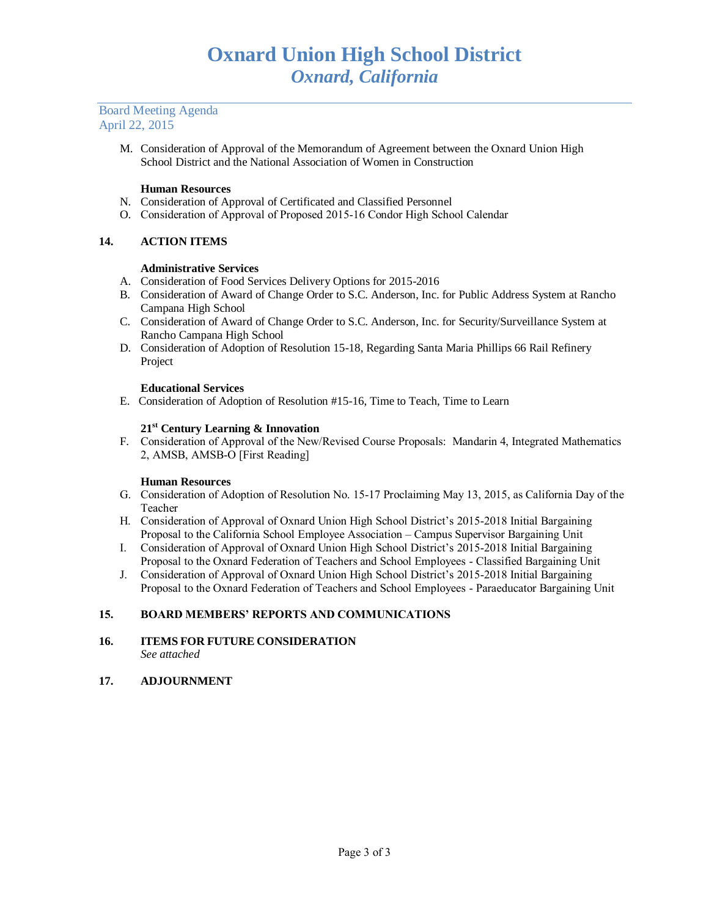# Oxnard Union High School District
## *Oxnard, California*

Board Meeting Agenda
April 22, 2015

M. Consideration of Approval of the Memorandum of Agreement between the Oxnard Union High School District and the National Association of Women in Construction

**Human Resources**

N. Consideration of Approval of Certificated and Classified Personnel
O. Consideration of Approval of Proposed 2015-16 Condor High School Calendar

**14. ACTION ITEMS**

**Administrative Services**

A. Consideration of Food Services Delivery Options for 2015-2016
B. Consideration of Award of Change Order to S.C. Anderson, Inc. for Public Address System at Rancho Campana High School
C. Consideration of Award of Change Order to S.C. Anderson, Inc. for Security/Surveillance System at Rancho Campana High School
D. Consideration of Adoption of Resolution 15-18, Regarding Santa Maria Phillips 66 Rail Refinery Project

**Educational Services**

E. Consideration of Adoption of Resolution #15-16, Time to Teach, Time to Learn

**21st Century Learning & Innovation**

F. Consideration of Approval of the New/Revised Course Proposals: Mandarin 4, Integrated Mathematics 2, AMSB, AMSB-O [First Reading]

**Human Resources**

G. Consideration of Adoption of Resolution No. 15-17 Proclaiming May 13, 2015, as California Day of the Teacher
H. Consideration of Approval of Oxnard Union High School District's 2015-2018 Initial Bargaining Proposal to the California School Employee Association – Campus Supervisor Bargaining Unit
I. Consideration of Approval of Oxnard Union High School District's 2015-2018 Initial Bargaining Proposal to the Oxnard Federation of Teachers and School Employees - Classified Bargaining Unit
J. Consideration of Approval of Oxnard Union High School District's 2015-2018 Initial Bargaining Proposal to the Oxnard Federation of Teachers and School Employees - Paraeducator Bargaining Unit

**15. BOARD MEMBERS' REPORTS AND COMMUNICATIONS**

**16. ITEMS FOR FUTURE CONSIDERATION**
*See attached*

**17. ADJOURNMENT**